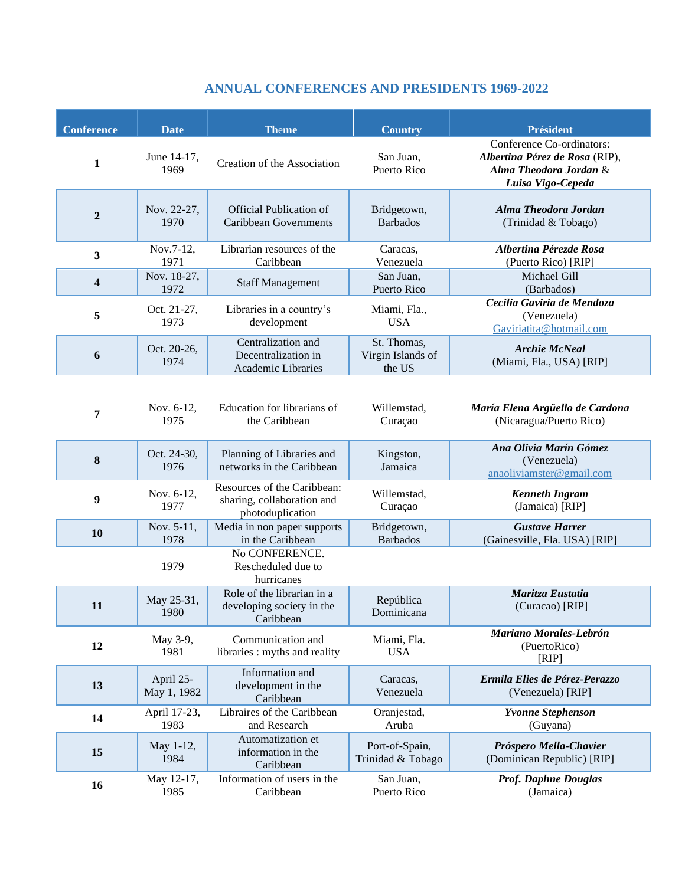## ANNUAL CONFERENCES AND PRESIDENTS 1969-2022

| Conference | Date | Theme | Country | Président |
|---|---|---|---|---|
| **1** | June 14-17, 1969 | Creation of the Association | San Juan, Puerto Rico | Conference Co-ordinators: ***Albertina Pérez de Rosa*** (RIP), ***Alma Theodora Jordan*** & ***Luisa Vigo-Cepeda*** |
| **2** | Nov. 22-27, 1970 | Official Publication of Caribbean Governments | Bridgetown, Barbados | ***Alma Theodora Jordan*** (Trinidad & Tobago) |
| **3** | Nov.7-12, 1971 | Librarian resources of the Caribbean | Caracas, Venezuela | ***Albertina Pérezde Rosa*** (Puerto Rico) [RIP] |
| **4** | Nov. 18-27, 1972 | Staff Management | San Juan, Puerto Rico | Michael Gill (Barbados) |
| **5** | Oct. 21-27, 1973 | Libraries in a country's development | Miami, Fla., USA | ***Cecilia Gaviria de Mendoza*** (Venezuela) Gaviriatita@hotmail.com |
| **6** | Oct. 20-26, 1974 | Centralization and Decentralization in Academic Libraries | St. Thomas, Virgin Islands of the US | ***Archie McNeal*** (Miami, Fla., USA) [RIP] |
| **7** | Nov. 6-12, 1975 | Education for librarians of the Caribbean | Willemstad, Curaçao | ***María Elena Argüello de Cardona*** (Nicaragua/Puerto Rico) |
| **8** | Oct. 24-30, 1976 | Planning of Libraries and networks in the Caribbean | Kingston, Jamaica | ***Ana Olivia Marín Gómez*** (Venezuela) anaoliviamster@gmail.com |
| **9** | Nov. 6-12, 1977 | Resources of the Caribbean: sharing, collaboration and photoduplication | Willemstad, Curaçao | ***Kenneth Ingram*** (Jamaica) [RIP] |
| **10** | Nov. 5-11, 1978 | Media in non paper supports in the Caribbean | Bridgetown, Barbados | ***Gustave Harrer*** (Gainesville, Fla. USA) [RIP] |
| | 1979 | No CONFERENCE. Rescheduled due to hurricanes | | |
| **11** | May 25-31, 1980 | Role of the librarian in a developing society in the Caribbean | República Dominicana | ***Maritza Eustatia*** (Curacao) [RIP] |
| **12** | May 3-9, 1981 | Communication and libraries : myths and reality | Miami, Fla. USA | ***Mariano Morales-Lebrón*** (PuertoRico) [RIP] |
| **13** | April 25-May 1, 1982 | Information and development in the Caribbean | Caracas, Venezuela | ***Ermila Elies de Pérez-Perazzo*** (Venezuela) [RIP] |
| **14** | April 17-23, 1983 | Libraires of the Caribbean and Research | Oranjestad, Aruba | ***Yvonne Stephenson*** (Guyana) |
| **15** | May 1-12, 1984 | Automatization et information in the Caribbean | Port-of-Spain, Trinidad & Tobago | ***Próspero Mella-Chavier*** (Dominican Republic) [RIP] |
| **16** | May 12-17, 1985 | Information of users in the Caribbean | San Juan, Puerto Rico | ***Prof. Daphne Douglas*** (Jamaica) |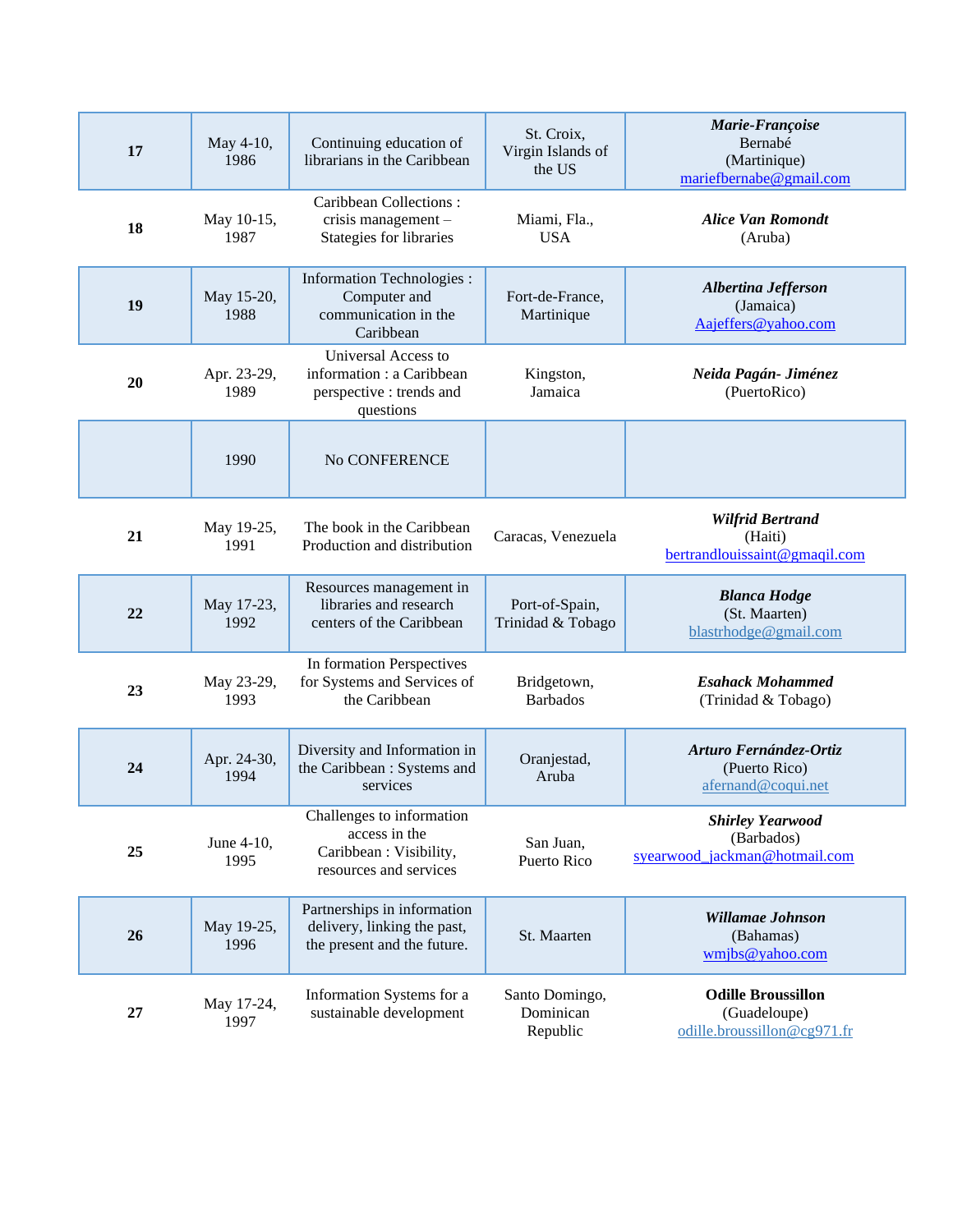| | | | | |
|---|---|---|---|---|
| **17** | May 4-10, 1986 | Continuing education of librarians in the Caribbean | St. Croix, Virgin Islands of the US | ***Marie-Françoise*** Bernabé (Martinique) mariefbernabe@gmail.com |
| **18** | May 10-15, 1987 | Caribbean Collections : crisis management – Stategies for libraries | Miami, Fla., USA | ***Alice Van Romondt*** (Aruba) |
| **19** | May 15-20, 1988 | Information Technologies : Computer and communication in the Caribbean | Fort-de-France, Martinique | ***Albertina Jefferson*** (Jamaica) Aajeffers@yahoo.com |
| **20** | Apr. 23-29, 1989 | Universal Access to information : a Caribbean perspective : trends and questions | Kingston, Jamaica | ***Neida Pagán- Jiménez*** (PuertoRico) |
| | 1990 | No CONFERENCE | | |
| **21** | May 19-25, 1991 | The book in the Caribbean Production and distribution | Caracas, Venezuela | ***Wilfrid Bertrand*** (Haiti) bertrandlouissaint@gmaqil.com |
| **22** | May 17-23, 1992 | Resources management in libraries and research centers of the Caribbean | Port-of-Spain, Trinidad & Tobago | ***Blanca Hodge*** (St. Maarten) blastrhodge@gmail.com |
| **23** | May 23-29, 1993 | In formation Perspectives for Systems and Services of the Caribbean | Bridgetown, Barbados | ***Esahack Mohammed*** (Trinidad & Tobago) |
| **24** | Apr. 24-30, 1994 | Diversity and Information in the Caribbean : Systems and services | Oranjestad, Aruba | ***Arturo Fernández-Ortiz*** (Puerto Rico) afernand@coqui.net |
| **25** | June 4-10, 1995 | Challenges to information access in the Caribbean : Visibility, resources and services | San Juan, Puerto Rico | ***Shirley Yearwood*** (Barbados) syearwood_jackman@hotmail.com |
| **26** | May 19-25, 1996 | Partnerships in information delivery, linking the past, the present and the future. | St. Maarten | ***Willamae Johnson*** (Bahamas) wmjbs@yahoo.com |
| **27** | May 17-24, 1997 | Information Systems for a sustainable development | Santo Domingo, Dominican Republic | **Odille Broussillon** (Guadeloupe) odille.broussillon@cg971.fr |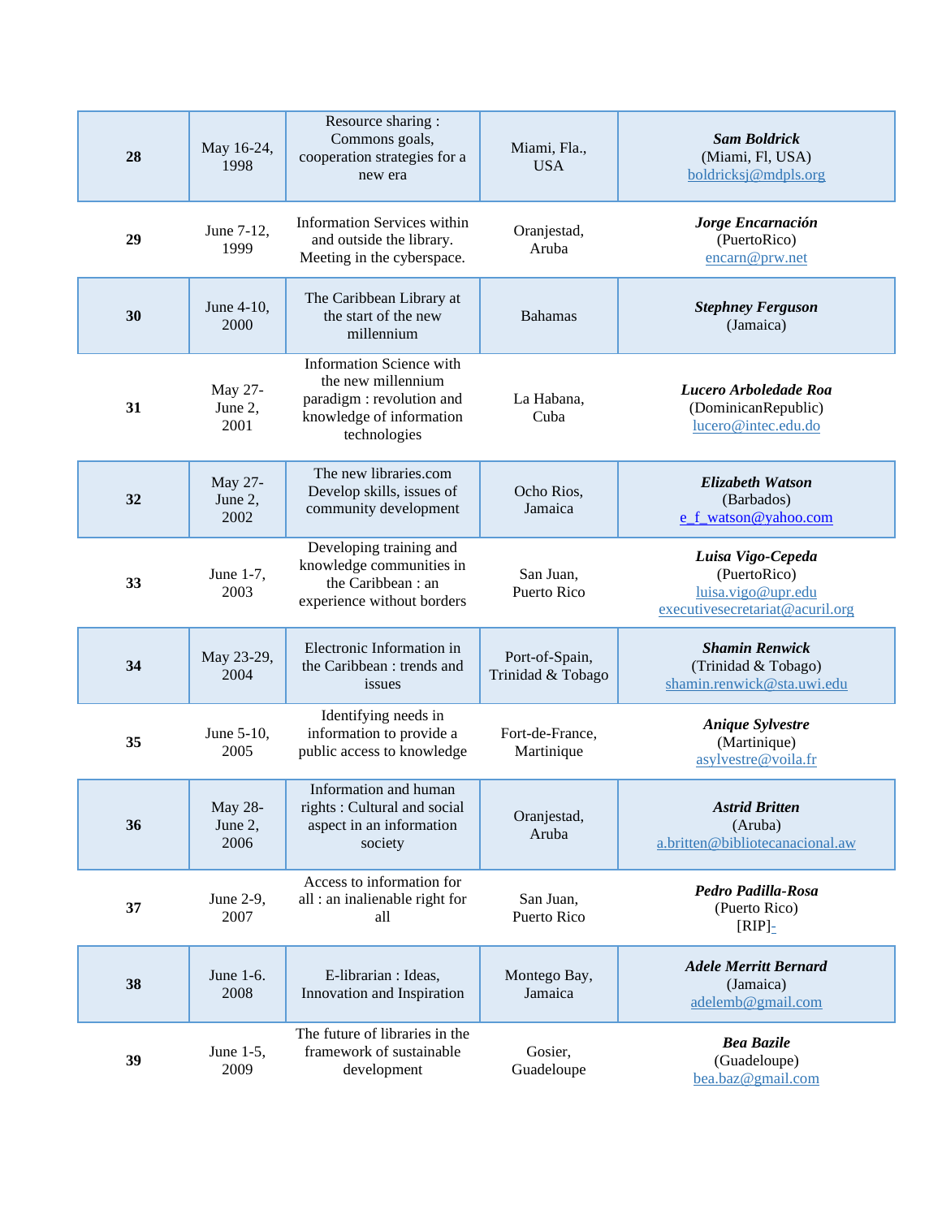| 28 | May 16-24, 1998 | Resource sharing : Commons goals, cooperation strategies for a new era | Miami, Fla., USA | ***Sam Boldrick*** (Miami, Fl, USA) boldricksj@mdpls.org |
|---|---|---|---|---|
| 29 | June 7-12, 1999 | Information Services within and outside the library. Meeting in the cyberspace. | Oranjestad, Aruba | ***Jorge Encarnación*** (PuertoRico) encarn@prw.net |
| 30 | June 4-10, 2000 | The Caribbean Library at the start of the new millennium | Bahamas | ***Stephney Ferguson*** (Jamaica) |
| 31 | May 27-June 2, 2001 | Information Science with the new millennium paradigm : revolution and knowledge of information technologies | La Habana, Cuba | ***Lucero Arboledade Roa*** (DominicanRepublic) lucero@intec.edu.do |
| 32 | May 27-June 2, 2002 | The new libraries.com Develop skills, issues of community development | Ocho Rios, Jamaica | ***Elizabeth Watson*** (Barbados) e_f_watson@yahoo.com |
| 33 | June 1-7, 2003 | Developing training and knowledge communities in the Caribbean : an experience without borders | San Juan, Puerto Rico | ***Luisa Vigo-Cepeda*** (PuertoRico) luisa.vigo@upr.edu executivesecretariat@acuril.org |
| 34 | May 23-29, 2004 | Electronic Information in the Caribbean : trends and issues | Port-of-Spain, Trinidad & Tobago | ***Shamin Renwick*** (Trinidad & Tobago) shamin.renwick@sta.uwi.edu |
| 35 | June 5-10, 2005 | Identifying needs in information to provide a public access to knowledge | Fort-de-France, Martinique | ***Anique Sylvestre*** (Martinique) asylvestre@voila.fr |
| 36 | May 28-June 2, 2006 | Information and human rights : Cultural and social aspect in an information society | Oranjestad, Aruba | ***Astrid Britten*** (Aruba) a.britten@bibliotecanacional.aw |
| 37 | June 2-9, 2007 | Access to information for all : an inalienable right for all | San Juan, Puerto Rico | ***Pedro Padilla-Rosa*** (Puerto Rico) [RIP]- |
| 38 | June 1-6. 2008 | E-librarian : Ideas, Innovation and Inspiration | Montego Bay, Jamaica | ***Adele Merritt Bernard*** (Jamaica) adelemb@gmail.com |
| 39 | June 1-5, 2009 | The future of libraries in the framework of sustainable development | Gosier, Guadeloupe | ***Bea Bazile*** (Guadeloupe) bea.baz@gmail.com |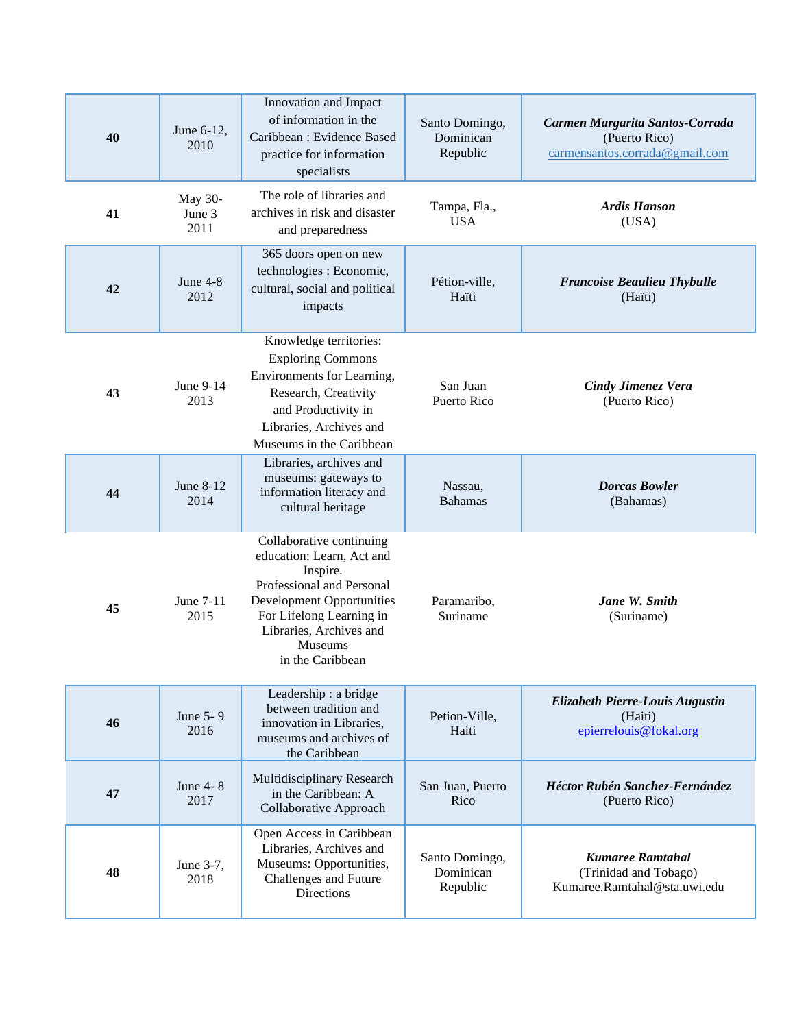| **40** | June 6-12, 2010 | Innovation and Impact of information in the Caribbean : Evidence Based practice for information specialists | Santo Domingo, Dominican Republic | ***Carmen Margarita Santos-Corrada*** (Puerto Rico) carmensantos.corrada@gmail.com |
|---|---|---|---|---|
| **41** | May 30- June 3 2011 | The role of libraries and archives in risk and disaster and preparedness | Tampa, Fla., USA | ***Ardis Hanson*** (USA) |
| **42** | June 4-8 2012 | 365 doors open on new technologies : Economic, cultural, social and political impacts | Pétion-ville, Haïti | ***Francoise Beaulieu Thybulle*** (Haïti) |
| **43** | June 9-14 2013 | Knowledge territories: Exploring Commons Environments for Learning, Research, Creativity and Productivity in Libraries, Archives and Museums in the Caribbean | San Juan Puerto Rico | ***Cindy Jimenez Vera*** (Puerto Rico) |
| **44** | June 8-12 2014 | Libraries, archives and museums: gateways to information literacy and cultural heritage | Nassau, Bahamas | ***Dorcas Bowler*** (Bahamas) |
| **45** | June 7-11 2015 | Collaborative continuing education: Learn, Act and Inspire. Professional and Personal Development Opportunities For Lifelong Learning in Libraries, Archives and Museums in the Caribbean | Paramaribo, Suriname | ***Jane W. Smith*** (Suriname) |
| **46** | June 5- 9 2016 | Leadership : a bridge between tradition and innovation in Libraries, museums and archives of the Caribbean | Petion-Ville, Haiti | ***Elizabeth Pierre-Louis Augustin*** (Haiti) epierrelouis@fokal.org |
| **47** | June 4- 8 2017 | Multidisciplinary Research in the Caribbean: A Collaborative Approach | San Juan, Puerto Rico | ***Héctor Rubén Sanchez-Fernández*** (Puerto Rico) |
| **48** | June 3-7, 2018 | Open Access in Caribbean Libraries, Archives and Museums: Opportunities, Challenges and Future Directions | Santo Domingo, Dominican Republic | ***Kumaree Ramtahal*** (Trinidad and Tobago) Kumaree.Ramtahal@sta.uwi.edu |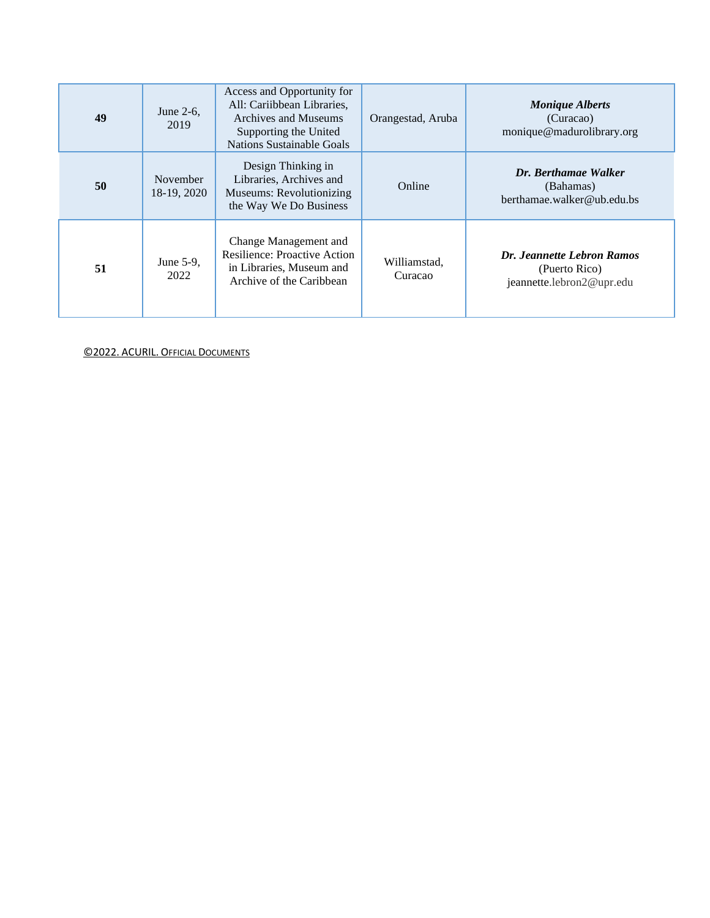| | | | | |
|---|---|---|---|---|
| **49** | June 2-6, 2019 | Access and Opportunity for All: Cariibbean Libraries, Archives and Museums Supporting the United Nations Sustainable Goals | Orangestad, Aruba | ***Monique Alberts*** (Curacao) monique@madurolibrary.org |
| **50** | November 18-19, 2020 | Design Thinking in Libraries, Archives and Museums: Revolutionizing the Way We Do Business | Online | ***Dr. Berthamae Walker*** (Bahamas) berthamae.walker@ub.edu.bs |
| **51** | June 5-9, 2022 | Change Management and Resilience: Proactive Action in Libraries, Museum and Archive of the Caribbean | Williamstad, Curacao | ***Dr. Jeannette Lebron Ramos*** (Puerto Rico) jeannette.lebron2@upr.edu |

©2022. ACURIL. OFFICIAL DOCUMENTS